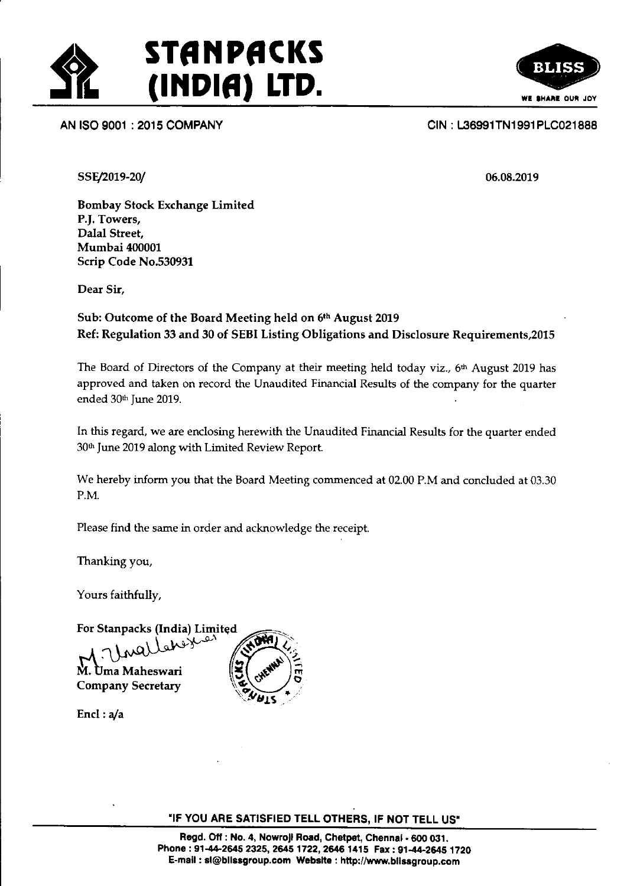# STANPACKS (INDIA) LTD.

BLISS
WE SHARE OUR JOY

AN ISO 9001 : 2015 COMPANY

CIN : L36991TN1991PLC021888

SSE/2019-20/

06.08.2019

Bombay Stock Exchange Limited
P.J. Towers,
Dalal Street,
Mumbai 400001
Scrip Code No.530931

Dear Sir,

**Sub: Outcome of the Board Meeting held on 6th August 2019**
**Ref: Regulation 33 and 30 of SEBI Listing Obligations and Disclosure Requirements,2015**

The Board of Directors of the Company at their meeting held today viz., 6th August 2019 has approved and taken on record the Unaudited Financial Results of the company for the quarter ended 30th June 2019.

In this regard, we are enclosing herewith the Unaudited Financial Results for the quarter ended 30th June 2019 along with Limited Review Report.

We hereby inform you that the Board Meeting commenced at 02.00 P.M and concluded at 03.30 P.M.

Please find the same in order and acknowledge the receipt.

Thanking you,

Yours faithfully,

For Stanpacks (India) Limited

M. Uma Maheswari
Company Secretary

Encl : a/a

"IF YOU ARE SATISFIED TELL OTHERS, IF NOT TELL US"

Regd. Off : No. 4, Nowroji Road, Chetpet, Chennai - 600 031.
Phone : 91-44-2645 2325, 2645 1722, 2646 1415 Fax : 91-44-2645 1720
E-mail : sl@blissgroup.com Website : http://www.blissgroup.com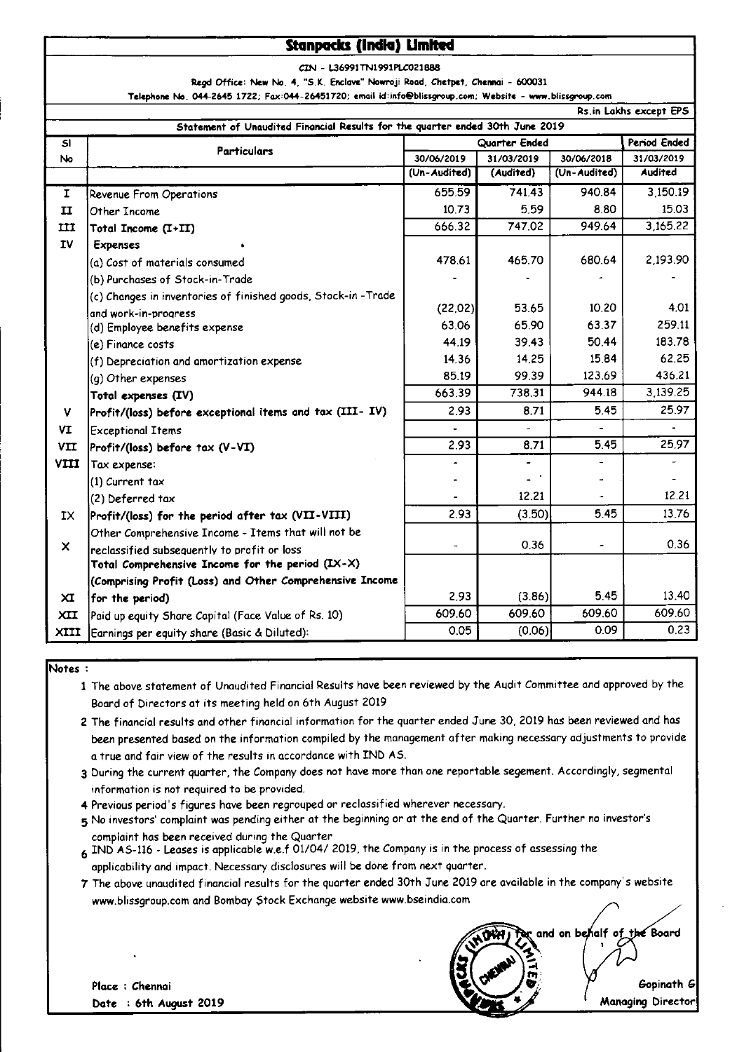# Stanpacks (India) Limited

CIN - L36991TN1991PLC021888

Regd Office: New No. 4, "S.K. Enclave" Nowroji Road, Chetpet, Chennai - 600031

Telephone No. 044-2645 1722; Fax:044-26451720; email id:info@blissgroup.com; Website - www.blissgroup.com

Rs.in Lakhs except EPS

## Statement of Unaudited Financial Results for the quarter ended 30th June 2019

| Sl No | Particulars | Quarter Ended | | | Period Ended |
|---|---|---|---|---|---|
| | | 30/06/2019 | 31/03/2019 | 30/06/2018 | 31/03/2019 |
| | | (Un-Audited) | (Audited) | (Un-Audited) | Audited |
| I | Revenue From Operations | 655.59 | 741.43 | 940.84 | 3,150.19 |
| II | Other Income | 10.73 | 5.59 | 8.80 | 15.03 |
| III | **Total Income (I+II)** | 666.32 | 747.02 | 949.64 | 3,165.22 |
| IV | **Expenses** | | | | |
| | (a) Cost of materials consumed | 478.61 | 465.70 | 680.64 | 2,193.90 |
| | (b) Purchases of Stock-in-Trade | - | - | - | - |
| | (c) Changes in inventories of finished goods, Stock-in -Trade and work-in-progress | (22.02) | 53.65 | 10.20 | 4.01 |
| | (d) Employee benefits expense | 63.06 | 65.90 | 63.37 | 259.11 |
| | (e) Finance costs | 44.19 | 39.43 | 50.44 | 183.78 |
| | (f) Depreciation and amortization expense | 14.36 | 14.25 | 15.84 | 62.25 |
| | (g) Other expenses | 85.19 | 99.39 | 123.69 | 436.21 |
| | **Total expenses (IV)** | 663.39 | 738.31 | 944.18 | 3,139.25 |
| V | **Profit/(loss) before exceptional items and tax (III- IV)** | 2.93 | 8.71 | 5.45 | 25.97 |
| VI | Exceptional Items | - | - | - | - |
| VII | **Profit/(loss) before tax (V-VI)** | 2.93 | 8.71 | 5.45 | 25.97 |
| VIII | Tax expense: | - | - | - | - |
| | (1) Current tax | - | - | - | - |
| | (2) Deferred tax | - | 12.21 | - | 12.21 |
| IX | **Profit/(loss) for the period after tax (VII-VIII)** | 2.93 | (3.50) | 5.45 | 13.76 |
| X | Other Comprehensive Income - Items that will not be reclassified subsequently to profit or loss | - | 0.36 | - | 0.36 |
| XI | **Total Comprehensive Income for the period (IX-X) (Comprising Profit (Loss) and Other Comprehensive Income for the period)** | 2.93 | (3.86) | 5.45 | 13.40 |
| XII | Paid up equity Share Capital (Face Value of Rs. 10) | 609.60 | 609.60 | 609.60 | 609.60 |
| XIII | Earnings per equity share (Basic & Diluted): | 0.05 | (0.06) | 0.09 | 0.23 |

Notes :

1. The above statement of Unaudited Financial Results have been reviewed by the Audit Committee and approved by the Board of Directors at its meeting held on 6th August 2019
2. The financial results and other financial information for the quarter ended June 30, 2019 has been reviewed and has been presented based on the information compiled by the management after making necessary adjustments to provide a true and fair view of the results in accordance with IND AS.
3. During the current quarter, the Company does not have more than one reportable segement. Accordingly, segmental information is not required to be provided.
4. Previous period's figures have been regrouped or reclassified wherever necessary.
5. No investors' complaint was pending either at the beginning or at the end of the Quarter. Further no investor's complaint has been received during the Quarter
6. IND AS-116 - Leases is applicable w.e.f 01/04/ 2019, the Company is in the process of assessing the applicability and impact. Necessary disclosures will be done from next quarter.
7. The above unaudited financial results for the quarter ended 30th June 2019 are available in the company's website www.blissgroup.com and Bombay Stock Exchange website www.bseindia.com

For and on behalf of the Board

Gopinath G
Managing Director

Place : Chennai
Date : 6th August 2019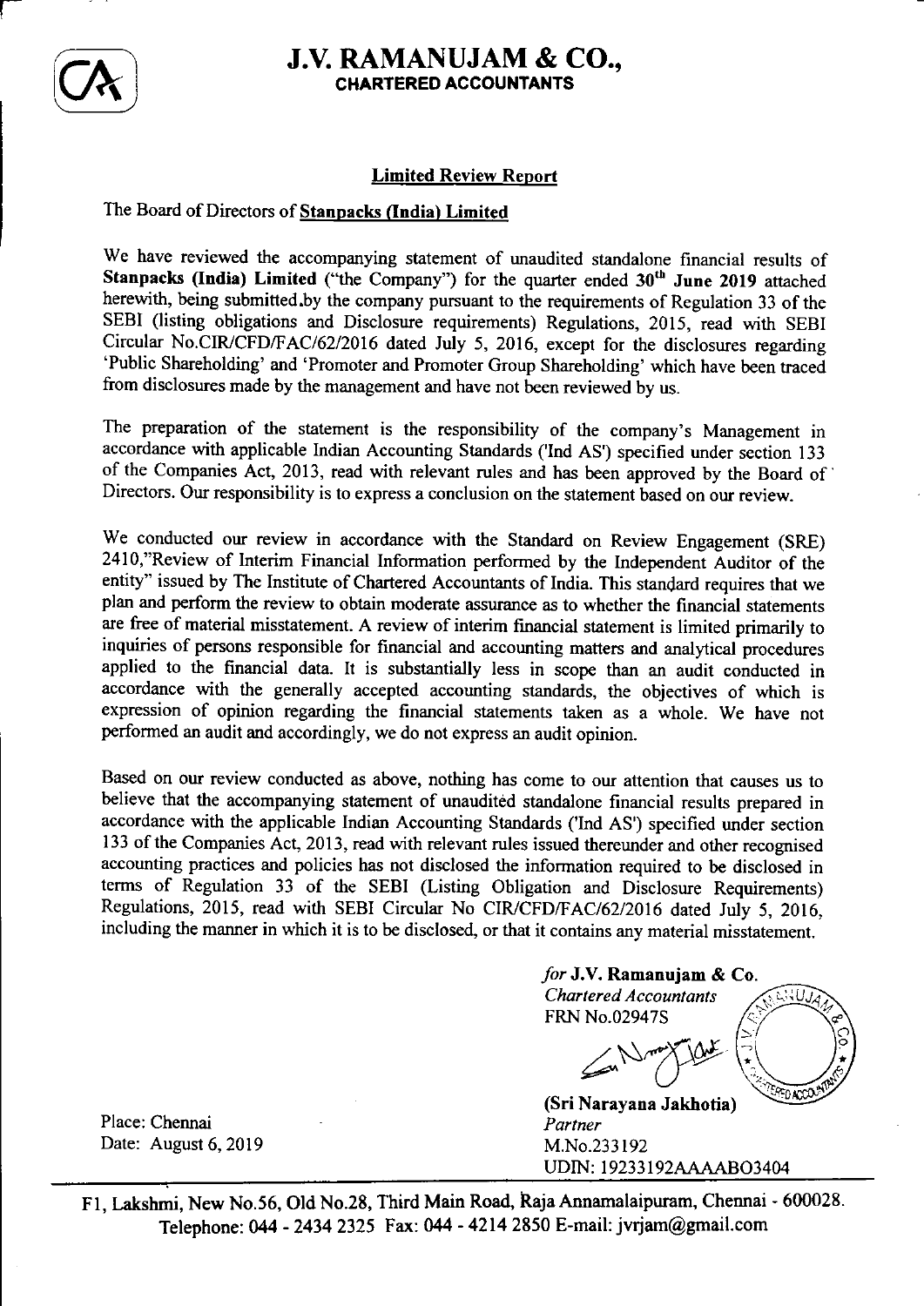# J.V. RAMANUJAM & CO.,

**CHARTERED ACCOUNTANTS**

## Limited Review Report

The Board of Directors of **Stanpacks (India) Limited**

We have reviewed the accompanying statement of unaudited standalone financial results of **Stanpacks (India) Limited** ("the Company") for the quarter ended **30th June 2019** attached herewith, being submitted.by the company pursuant to the requirements of Regulation 33 of the SEBI (listing obligations and Disclosure requirements) Regulations, 2015, read with SEBI Circular No.CIR/CFD/FAC/62/2016 dated July 5, 2016, except for the disclosures regarding 'Public Shareholding' and 'Promoter and Promoter Group Shareholding' which have been traced from disclosures made by the management and have not been reviewed by us.

The preparation of the statement is the responsibility of the company's Management in accordance with applicable Indian Accounting Standards ('Ind AS') specified under section 133 of the Companies Act, 2013, read with relevant rules and has been approved by the Board of Directors. Our responsibility is to express a conclusion on the statement based on our review.

We conducted our review in accordance with the Standard on Review Engagement (SRE) 2410,"Review of Interim Financial Information performed by the Independent Auditor of the entity" issued by The Institute of Chartered Accountants of India. This standard requires that we plan and perform the review to obtain moderate assurance as to whether the financial statements are free of material misstatement. A review of interim financial statement is limited primarily to inquiries of persons responsible for financial and accounting matters and analytical procedures applied to the financial data. It is substantially less in scope than an audit conducted in accordance with the generally accepted accounting standards, the objectives of which is expression of opinion regarding the financial statements taken as a whole. We have not performed an audit and accordingly, we do not express an audit opinion.

Based on our review conducted as above, nothing has come to our attention that causes us to believe that the accompanying statement of unaudited standalone financial results prepared in accordance with the applicable Indian Accounting Standards ('Ind AS') specified under section 133 of the Companies Act, 2013, read with relevant rules issued thereunder and other recognised accounting practices and policies has not disclosed the information required to be disclosed in terms of Regulation 33 of the SEBI (Listing Obligation and Disclosure Requirements) Regulations, 2015, read with SEBI Circular No CIR/CFD/FAC/62/2016 dated July 5, 2016, including the manner in which it is to be disclosed, or that it contains any material misstatement.

*for* **J.V. Ramanujam & Co.**
*Chartered Accountants*
FRN No.02947S

**(Sri Narayana Jakhotia)**
*Partner*
M.No.233192
UDIN: 19233192AAAABO3404

Place: Chennai
Date: August 6, 2019

F1, Lakshmi, New No.56, Old No.28, Third Main Road, Raja Annamalaipuram, Chennai - 600028.
Telephone: 044 - 2434 2325 Fax: 044 - 4214 2850 E-mail: jvrjam@gmail.com